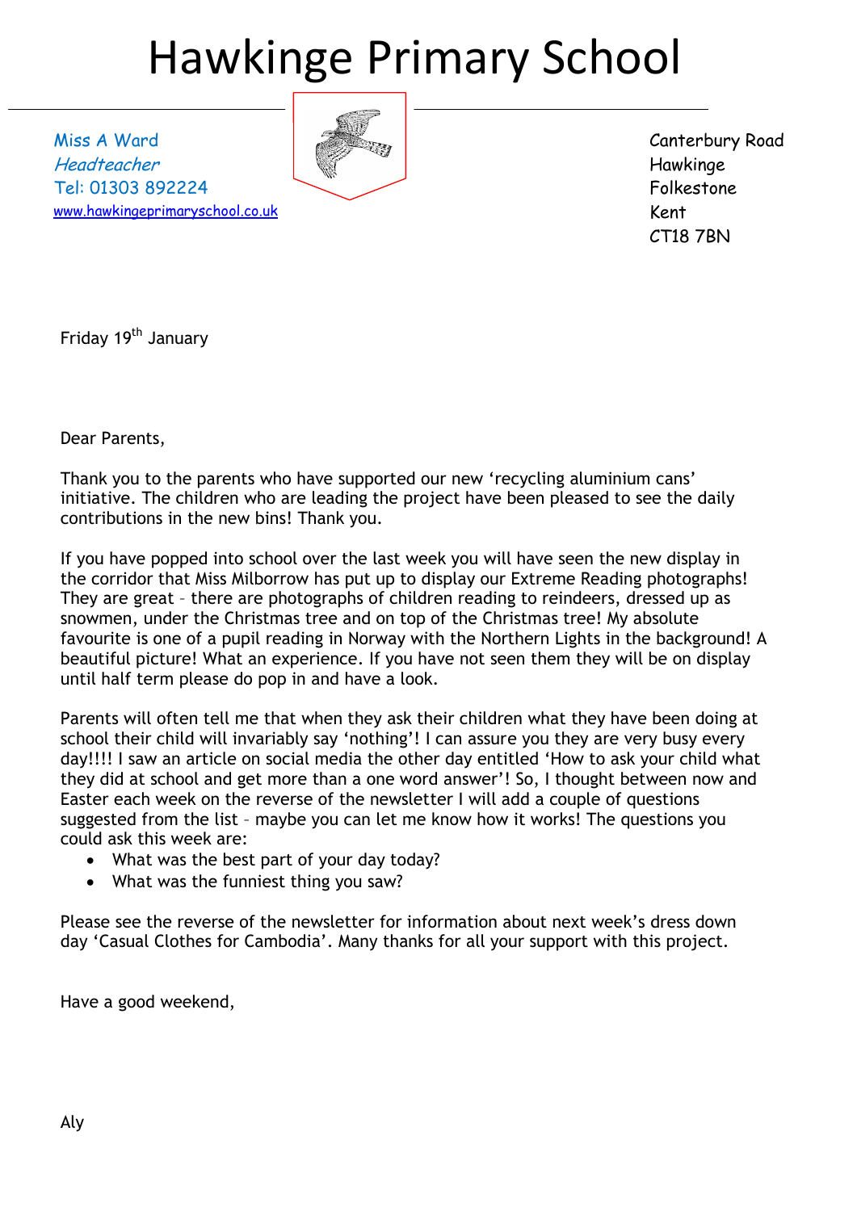# Hawkinge Primary School

Miss A Ward
*Headteacher*
Tel: 01303 892224
www.hawkingeprimaryschool.co.uk

Canterbury Road
Hawkinge
Folkestone
Kent
CT18 7BN

Friday 19th January

Dear Parents,

Thank you to the parents who have supported our new 'recycling aluminium cans' initiative. The children who are leading the project have been pleased to see the daily contributions in the new bins! Thank you.

If you have popped into school over the last week you will have seen the new display in the corridor that Miss Milborrow has put up to display our Extreme Reading photographs! They are great – there are photographs of children reading to reindeers, dressed up as snowmen, under the Christmas tree and on top of the Christmas tree! My absolute favourite is one of a pupil reading in Norway with the Northern Lights in the background! A beautiful picture! What an experience. If you have not seen them they will be on display until half term please do pop in and have a look.

Parents will often tell me that when they ask their children what they have been doing at school their child will invariably say 'nothing'! I can assure you they are very busy every day!!!! I saw an article on social media the other day entitled 'How to ask your child what they did at school and get more than a one word answer'! So, I thought between now and Easter each week on the reverse of the newsletter I will add a couple of questions suggested from the list – maybe you can let me know how it works! The questions you could ask this week are:

- What was the best part of your day today?
- What was the funniest thing you saw?

Please see the reverse of the newsletter for information about next week's dress down day 'Casual Clothes for Cambodia'. Many thanks for all your support with this project.

Have a good weekend,

Aly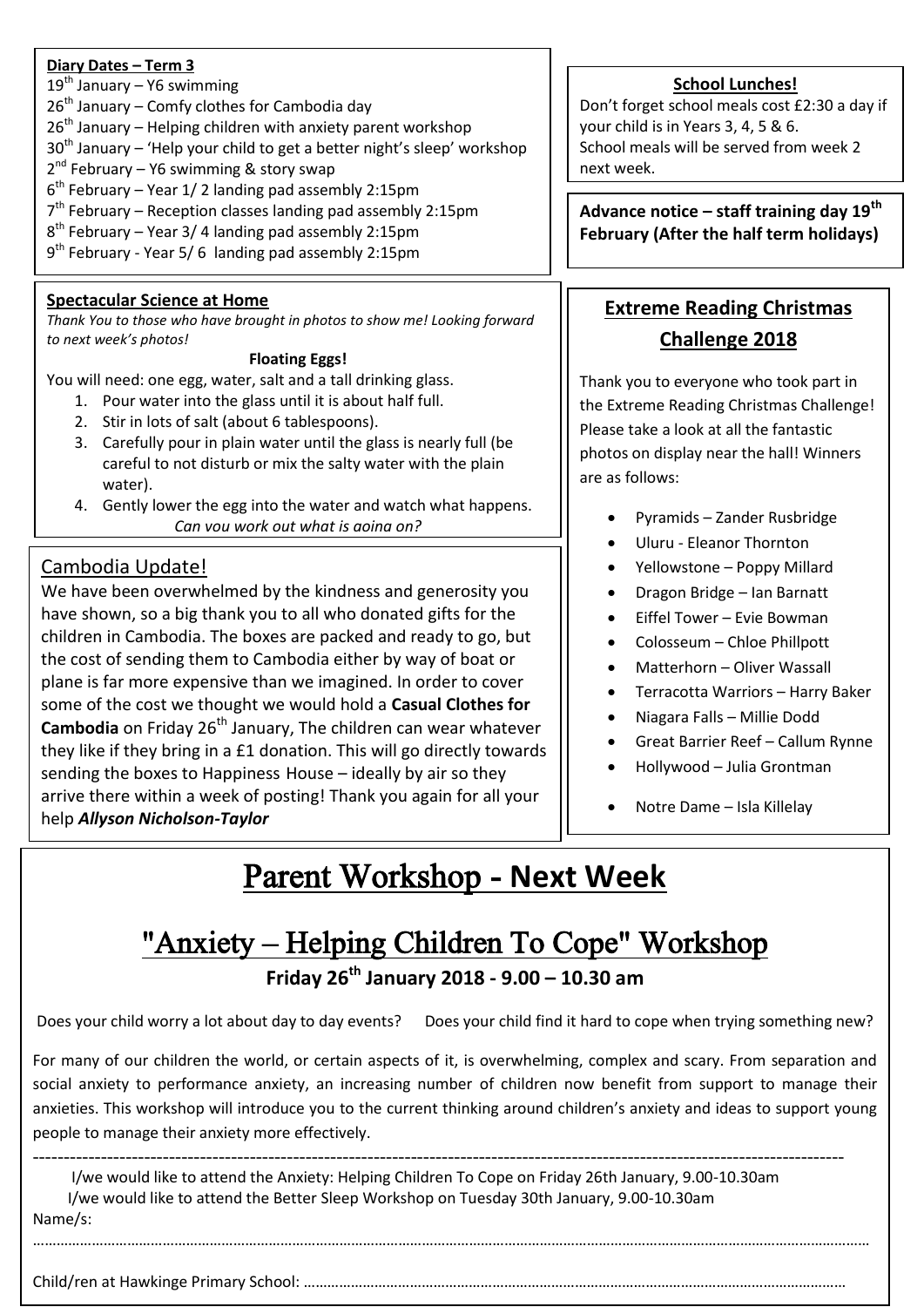**Diary Dates – Term 3**

19th January – Y6 swimming
26th January – Comfy clothes for Cambodia day
26th January – Helping children with anxiety parent workshop
30th January – 'Help your child to get a better night's sleep' workshop
2nd February – Y6 swimming & story swap
6th February – Year 1/ 2 landing pad assembly 2:15pm
7th February – Reception classes landing pad assembly 2:15pm
8th February – Year 3/ 4 landing pad assembly 2:15pm
9th February - Year 5/ 6 landing pad assembly 2:15pm

**School Lunches!**

Don't forget school meals cost £2:30 a day if your child is in Years 3, 4, 5 & 6.
School meals will be served from week 2 next week.

**Advance notice – staff training day 19th February (After the half term holidays)**

**Spectacular Science at Home**

*Thank You to those who have brought in photos to show me! Looking forward to next week's photos!*

**Floating Eggs!**

You will need: one egg, water, salt and a tall drinking glass.

1. Pour water into the glass until it is about half full.
2. Stir in lots of salt (about 6 tablespoons).
3. Carefully pour in plain water until the glass is nearly full (be careful to not disturb or mix the salty water with the plain water).
4. Gently lower the egg into the water and watch what happens.

*Can you work out what is going on?*

## Cambodia Update!

We have been overwhelmed by the kindness and generosity you have shown, so a big thank you to all who donated gifts for the children in Cambodia. The boxes are packed and ready to go, but the cost of sending them to Cambodia either by way of boat or plane is far more expensive than we imagined. In order to cover some of the cost we thought we would hold a **Casual Clothes for Cambodia** on Friday 26th January, The children can wear whatever they like if they bring in a £1 donation. This will go directly towards sending the boxes to Happiness House – ideally by air so they arrive there within a week of posting! Thank you again for all your help ***Allyson Nicholson-Taylor***

## Extreme Reading Christmas Challenge 2018

Thank you to everyone who took part in the Extreme Reading Christmas Challenge! Please take a look at all the fantastic photos on display near the hall! Winners are as follows:

- Pyramids – Zander Rusbridge
- Uluru - Eleanor Thornton
- Yellowstone – Poppy Millard
- Dragon Bridge – Ian Barnatt
- Eiffel Tower – Evie Bowman
- Colosseum – Chloe Phillpott
- Matterhorn – Oliver Wassall
- Terracotta Warriors – Harry Baker
- Niagara Falls – Millie Dodd
- Great Barrier Reef – Callum Rynne
- Hollywood – Julia Grontman
- Notre Dame – Isla Killelay

# Parent Workshop - Next Week

## "Anxiety – Helping Children To Cope" Workshop

**Friday 26th January 2018 - 9.00 – 10.30 am**

Does your child worry a lot about day to day events? Does your child find it hard to cope when trying something new?

For many of our children the world, or certain aspects of it, is overwhelming, complex and scary. From separation and social anxiety to performance anxiety, an increasing number of children now benefit from support to manage their anxieties. This workshop will introduce you to the current thinking around children's anxiety and ideas to support young people to manage their anxiety more effectively.

---

I/we would like to attend the Anxiety: Helping Children To Cope on Friday 26th January, 9.00-10.30am

I/we would like to attend the Better Sleep Workshop on Tuesday 30th January, 9.00-10.30am

Name/s: ……………………………………………………………………………………………………………………

Child/ren at Hawkinge Primary School: ……………………………………………………………………………